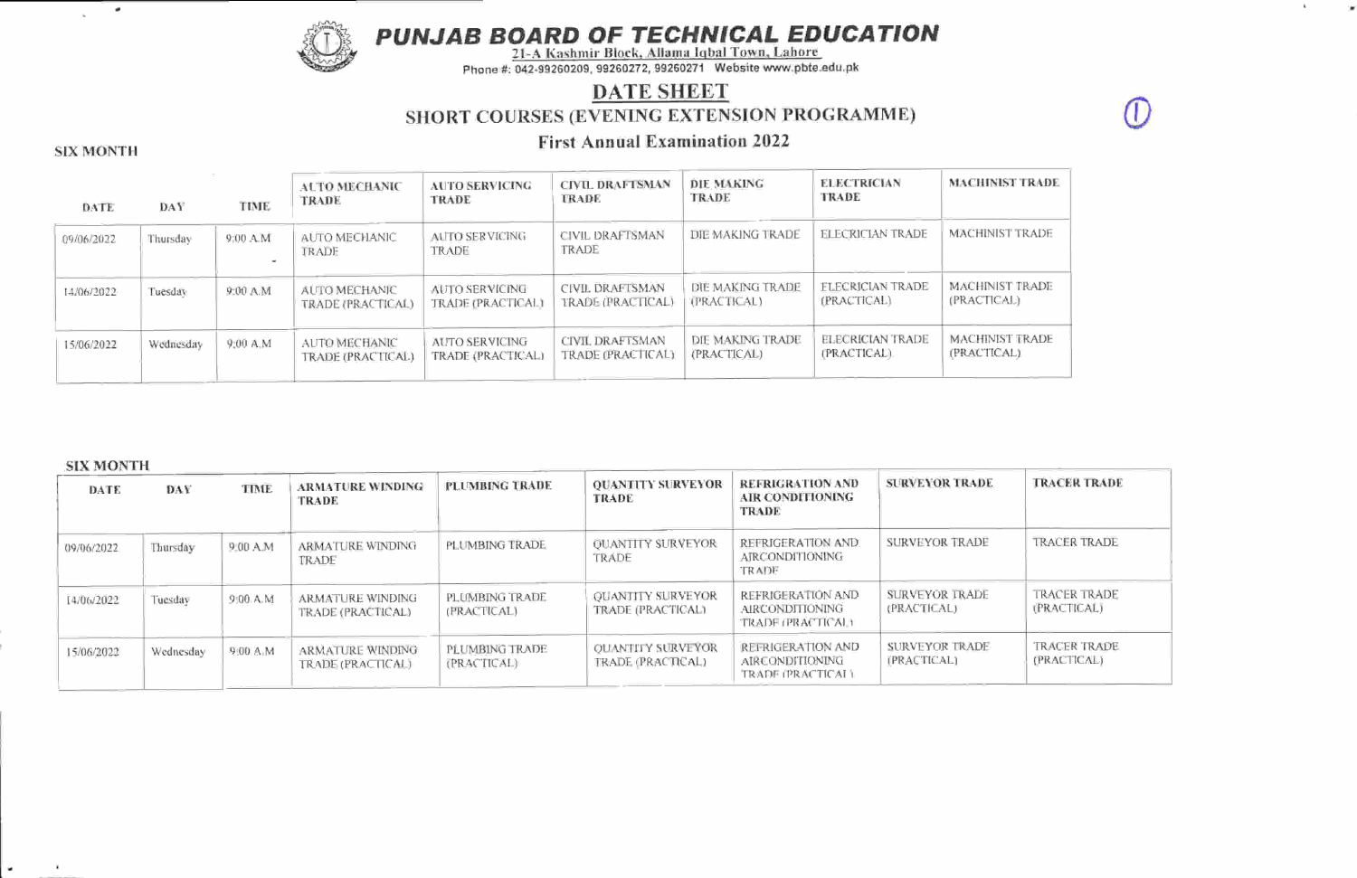# PUNJAB BOARD OF TECHNICAL EDUCATION

21-A Kashmir Block, Allama Iqbal Town, Lahore
Phone #: 042-99260209, 99260272, 99260271 Website www.pbte.edu.pk

## DATE SHEET

## SHORT COURSES (EVENING EXTENSION PROGRAMME)

### First Annual Examination 2022

(1)

**SIX MONTH**

| DATE | DAY | TIME | AUTO MECHANIC TRADE | AUTO SERVICING TRADE | CIVIL DRAFTSMAN TRADE | DIE MAKING TRADE | ELECTRICIAN TRADE | MACHINIST TRADE |
|---|---|---|---|---|---|---|---|---|
| 09/06/2022 | Thursday | 9:00 A.M | AUTO MECHANIC TRADE | AUTO SERVICING TRADE | CIVIL DRAFTSMAN TRADE | DIE MAKING TRADE | ELECRICIAN TRADE | MACHINIST TRADE |
| 14/06/2022 | Tuesday | 9:00 A.M | AUTO MECHANIC TRADE (PRACTICAL) | AUTO SERVICING TRADE (PRACTICAL) | CIVIL DRAFTSMAN TRADE (PRACTICAL) | DIE MAKING TRADE (PRACTICAL) | ELECRICIAN TRADE (PRACTICAL) | MACHINIST TRADE (PRACTICAL) |
| 15/06/2022 | Wednesday | 9:00 A.M | AUTO MECHANIC TRADE (PRACTICAL) | AUTO SERVICING TRADE (PRACTICAL) | CIVIL DRAFTSMAN TRADE (PRACTICAL) | DIE MAKING TRADE (PRACTICAL) | ELECRICIAN TRADE (PRACTICAL) | MACHINIST TRADE (PRACTICAL) |

**SIX MONTH**

| DATE | DAY | TIME | ARMATURE WINDING TRADE | PLUMBING TRADE | QUANTITY SURVEYOR TRADE | REFRIGRATION AND AIR CONDITIONING TRADE | SURVEYOR TRADE | TRACER TRADE |
|---|---|---|---|---|---|---|---|---|
| 09/06/2022 | Thursday | 9:00 A.M | ARMATURE WINDING TRADE | PLUMBING TRADE | QUANTITY SURVEYOR TRADE | REFRIGERATION AND AIRCONDITIONING TRADE | SURVEYOR TRADE | TRACER TRADE |
| 14/06/2022 | Tuesday | 9:00 A.M | ARMATURE WINDING TRADE (PRACTICAL) | PLUMBING TRADE (PRACTICAL) | QUANTITY SURVEYOR TRADE (PRACTICAL) | REFRIGERATION AND AIRCONDITIONING TRADE (PRACTICAL) | SURVEYOR TRADE (PRACTICAL) | TRACER TRADE (PRACTICAL) |
| 15/06/2022 | Wednesday | 9:00 A.M | ARMATURE WINDING TRADE (PRACTICAL) | PLUMBING TRADE (PRACTICAL) | QUANTITY SURVEYOR TRADE (PRACTICAL) | REFRIGERATION AND AIRCONDITIONING TRADE (PRACTICAL) | SURVEYOR TRADE (PRACTICAL) | TRACER TRADE (PRACTICAL) |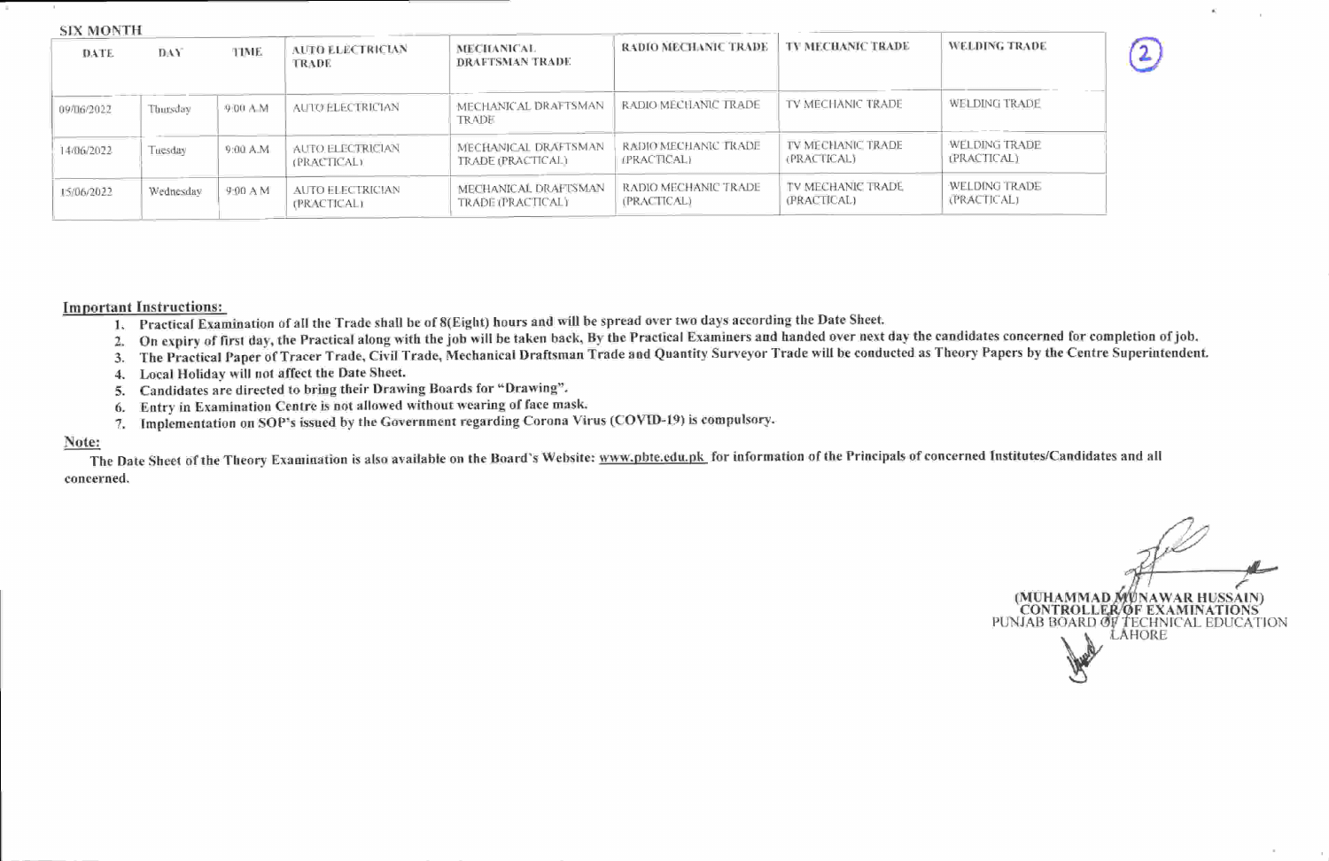SIX MONTH

| DATE | DAY | TIME | AUTO ELECTRICIAN TRADE | MECHANICAL DRAFTSMAN TRADE | RADIO MECHANIC TRADE | TV MECHANIC TRADE | WELDING TRADE |
|---|---|---|---|---|---|---|---|
| 09/06/2022 | Thursday | 9:00 A.M | AUTO ELECTRICIAN | MECHANICAL DRAFTSMAN TRADE | RADIO MECHANIC TRADE | TV MECHANIC TRADE | WELDING TRADE |
| 14/06/2022 | Tuesday | 9:00 A.M | AUTO ELECTRICIAN (PRACTICAL) | MECHANICAL DRAFTSMAN TRADE (PRACTICAL) | RADIO MECHANIC TRADE (PRACTICAL) | TV MECHANIC TRADE (PRACTICAL) | WELDING TRADE (PRACTICAL) |
| 15/06/2022 | Wednesday | 9:00 A.M | AUTO ELECTRICIAN (PRACTICAL) | MECHANICAL DRAFTSMAN TRADE (PRACTICAL) | RADIO MECHANIC TRADE (PRACTICAL) | TV MECHANIC TRADE (PRACTICAL) | WELDING TRADE (PRACTICAL) |

**Important Instructions:**

1. Practical Examination of all the Trade shall be of 8(Eight) hours and will be spread over two days according the Date Sheet.
2. On expiry of first day, the Practical along with the job will be taken back, By the Practical Examiners and handed over next day the candidates concerned for completion of job.
3. The Practical Paper of Tracer Trade, Civil Trade, Mechanical Draftsman Trade and Quantity Surveyor Trade will be conducted as Theory Papers by the Centre Superintendent.
4. Local Holiday will not affect the Date Sheet.
5. Candidates are directed to bring their Drawing Boards for "Drawing".
6. Entry in Examination Centre is not allowed without wearing of face mask.
7. Implementation on SOP's issued by the Government regarding Corona Virus (COVID-19) is compulsory.

**Note:**

The Date Sheet of the Theory Examination is also available on the Board's Website: www.pbte.edu.pk for information of the Principals of concerned Institutes/Candidates and all concerned.

(MUHAMMAD MUNAWAR HUSSAIN)
CONTROLLER OF EXAMINATIONS
PUNJAB BOARD OF TECHNICAL EDUCATION
LAHORE